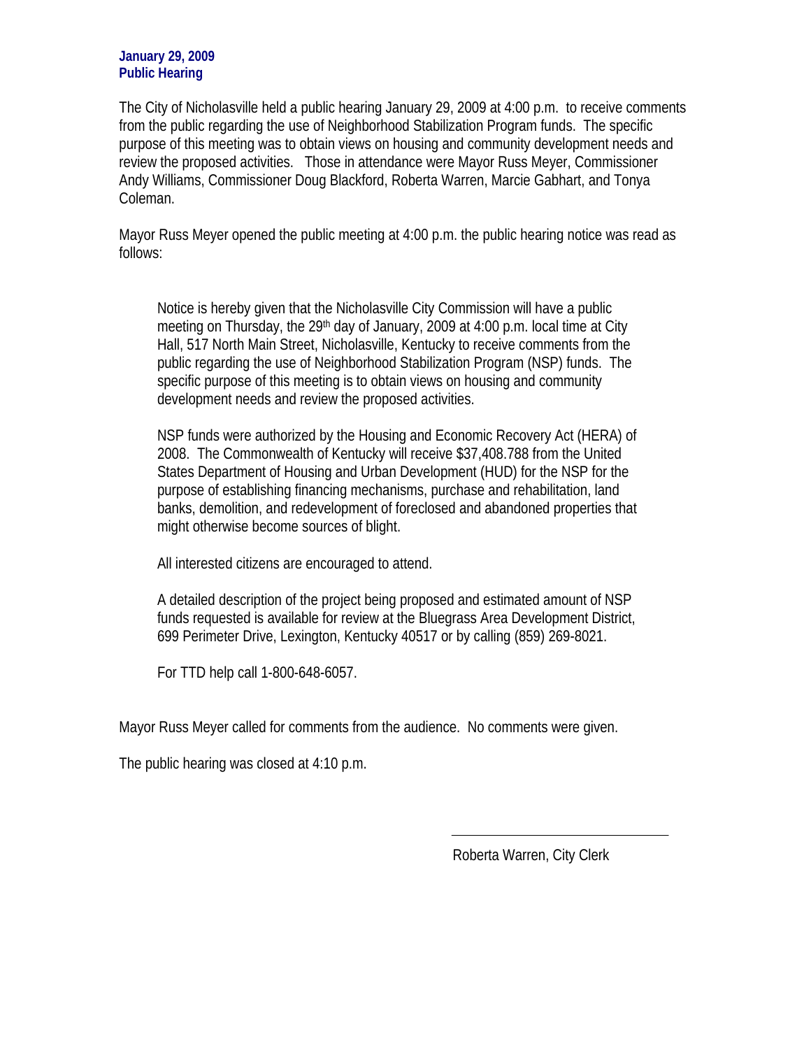**January 29, 2009**
**Public Hearing**

The City of Nicholasville held a public hearing January 29, 2009 at 4:00 p.m. to receive comments from the public regarding the use of Neighborhood Stabilization Program funds. The specific purpose of this meeting was to obtain views on housing and community development needs and review the proposed activities. Those in attendance were Mayor Russ Meyer, Commissioner Andy Williams, Commissioner Doug Blackford, Roberta Warren, Marcie Gabhart, and Tonya Coleman.

Mayor Russ Meyer opened the public meeting at 4:00 p.m. the public hearing notice was read as follows:

> Notice is hereby given that the Nicholasville City Commission will have a public meeting on Thursday, the 29th day of January, 2009 at 4:00 p.m. local time at City Hall, 517 North Main Street, Nicholasville, Kentucky to receive comments from the public regarding the use of Neighborhood Stabilization Program (NSP) funds. The specific purpose of this meeting is to obtain views on housing and community development needs and review the proposed activities.
>
> NSP funds were authorized by the Housing and Economic Recovery Act (HERA) of 2008. The Commonwealth of Kentucky will receive $37,408.788 from the United States Department of Housing and Urban Development (HUD) for the NSP for the purpose of establishing financing mechanisms, purchase and rehabilitation, land banks, demolition, and redevelopment of foreclosed and abandoned properties that might otherwise become sources of blight.
>
> All interested citizens are encouraged to attend.
>
> A detailed description of the project being proposed and estimated amount of NSP funds requested is available for review at the Bluegrass Area Development District, 699 Perimeter Drive, Lexington, Kentucky 40517 or by calling (859) 269-8021.
>
> For TTD help call 1-800-648-6057.

Mayor Russ Meyer called for comments from the audience. No comments were given.

The public hearing was closed at 4:10 p.m.

\_\_\_\_\_\_\_\_\_\_\_\_\_\_\_\_\_\_\_\_\_\_\_\_\_\_\_\_\_\_

Roberta Warren, City Clerk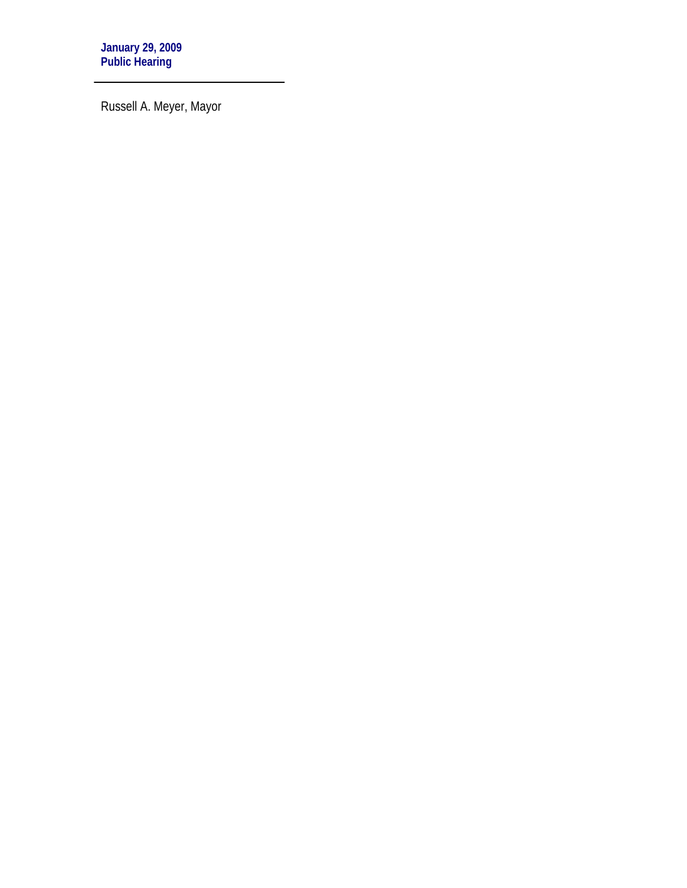**January 29, 2009**
**Public Hearing**

---

Russell A. Meyer, Mayor